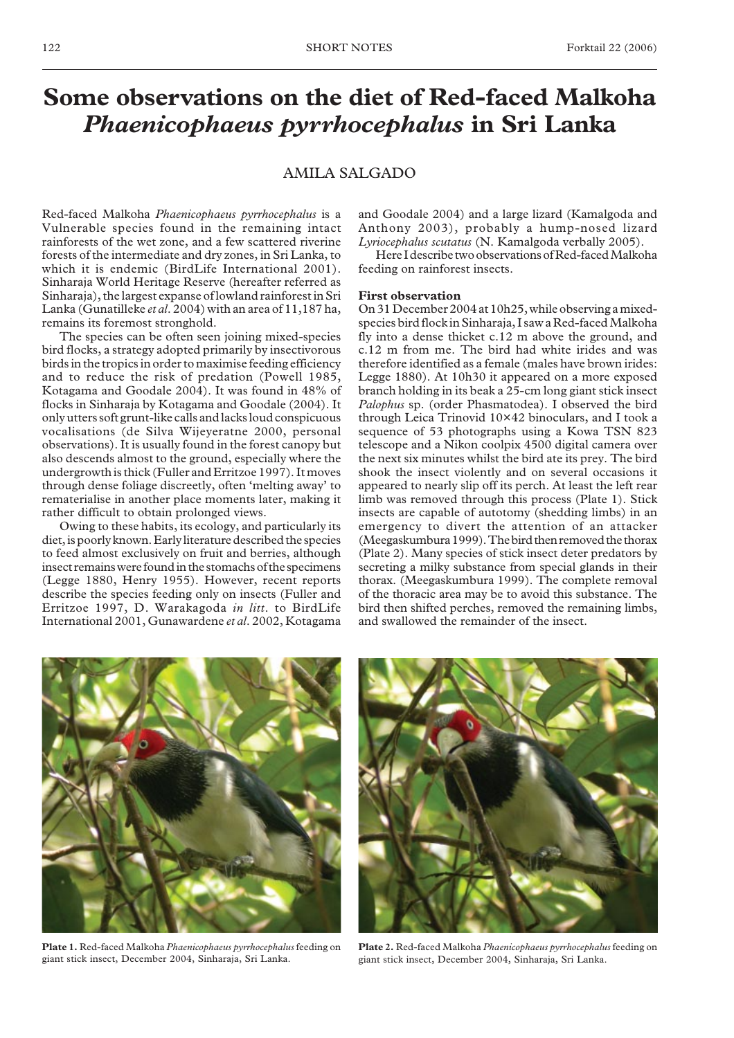# Some observations on the diet of Red-faced Malkoha *Phaenicophaeus pyrrhocephalus* in Sri Lanka

## AMILA SALGADO

Red-faced Malkoha *Phaenicophaeus pyrrhocephalus* is a Vulnerable species found in the remaining intact rainforests of the wet zone, and a few scattered riverine forests of the intermediate and dry zones, in Sri Lanka, to which it is endemic (BirdLife International 2001). Sinharaja World Heritage Reserve (hereafter referred as Sinharaja), the largest expanse of lowland rainforest in Sri Lanka (Gunatilleke *et al*. 2004) with an area of 11,187 ha, remains its foremost stronghold.

The species can be often seen joining mixed-species bird flocks, a strategy adopted primarily by insectivorous birds in the tropics in order to maximise feeding efficiency and to reduce the risk of predation (Powell 1985, Kotagama and Goodale 2004). It was found in 48% of flocks in Sinharaja by Kotagama and Goodale (2004). It only utters soft grunt-like calls and lacks loud conspicuous vocalisations (de Silva Wijeyeratne 2000, personal observations). It is usually found in the forest canopy but also descends almost to the ground, especially where the undergrowth is thick (Fuller and Erritzoe 1997). It moves through dense foliage discreetly, often 'melting away' to rematerialise in another place moments later, making it rather difficult to obtain prolonged views.

Owing to these habits, its ecology, and particularly its diet, is poorly known. Early literature described the species to feed almost exclusively on fruit and berries, although insect remains were found in the stomachs of the specimens (Legge 1880, Henry 1955). However, recent reports describe the species feeding only on insects (Fuller and Erritzoe 1997, D. Warakagoda *in litt*. to BirdLife International 2001, Gunawardene *et al*. 2002, Kotagama and Goodale 2004) and a large lizard (Kamalgoda and Anthony 2003), probably a hump-nosed lizard *Lyriocephalus scutatus* (N. Kamalgoda verbally 2005).

Here I describe two observations of Red-faced Malkoha feeding on rainforest insects.

### First observation

On 31 December 2004 at 10h25, while observing a mixed-species bird flock in Sinharaja, I saw a Red-faced Malkoha fly into a dense thicket c.12 m above the ground, and c.12 m from me. The bird had white irides and was therefore identified as a female (males have brown irides: Legge 1880). At 10h30 it appeared on a more exposed branch holding in its beak a 25-cm long giant stick insect *Palophus* sp. (order Phasmatodea). I observed the bird through Leica Trinovid 10×42 binoculars, and I took a sequence of 53 photographs using a Kowa TSN 823 telescope and a Nikon coolpix 4500 digital camera over the next six minutes whilst the bird ate its prey. The bird shook the insect violently and on several occasions it appeared to nearly slip off its perch. At least the left rear limb was removed through this process (Plate 1). Stick insects are capable of autotomy (shedding limbs) in an emergency to divert the attention of an attacker (Meegaskumbura 1999). The bird then removed the thorax (Plate 2). Many species of stick insect deter predators by secreting a milky substance from special glands in their thorax. (Meegaskumbura 1999). The complete removal of the thoracic area may be to avoid this substance. The bird then shifted perches, removed the remaining limbs, and swallowed the remainder of the insect.

**Plate 1.** Red-faced Malkoha *Phaenicophaeus pyrrhocephalus* feeding on giant stick insect, December 2004, Sinharaja, Sri Lanka.

**Plate 2.** Red-faced Malkoha *Phaenicophaeus pyrrhocephalus* feeding on giant stick insect, December 2004, Sinharaja, Sri Lanka.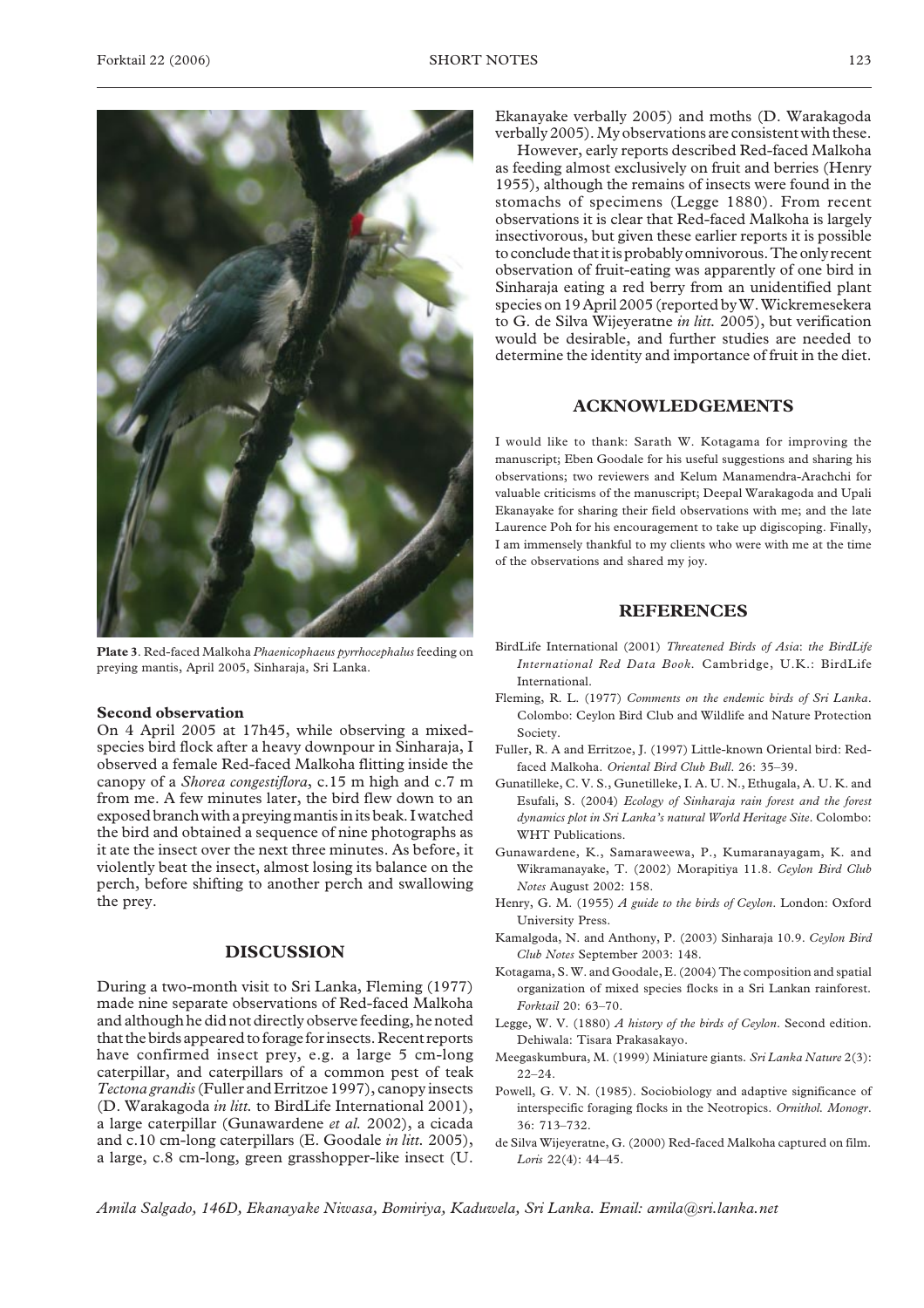**Plate 3**. Red-faced Malkoha *Phaenicophaeus pyrrhocephalus* feeding on preying mantis, April 2005, Sinharaja, Sri Lanka.

**Second observation**

On 4 April 2005 at 17h45, while observing a mixed-species bird flock after a heavy downpour in Sinharaja, I observed a female Red-faced Malkoha flitting inside the canopy of a *Shorea congestiflora*, c.15 m high and c.7 m from me. A few minutes later, the bird flew down to an exposed branch with a preying mantis in its beak. I watched the bird and obtained a sequence of nine photographs as it ate the insect over the next three minutes. As before, it violently beat the insect, almost losing its balance on the perch, before shifting to another perch and swallowing the prey.

## DISCUSSION

During a two-month visit to Sri Lanka, Fleming (1977) made nine separate observations of Red-faced Malkoha and although he did not directly observe feeding, he noted that the birds appeared to forage for insects. Recent reports have confirmed insect prey, e.g. a large 5 cm-long caterpillar, and caterpillars of a common pest of teak *Tectona grandis* (Fuller and Erritzoe 1997), canopy insects (D. Warakagoda *in litt.* to BirdLife International 2001), a large caterpillar (Gunawardene *et al.* 2002), a cicada and c.10 cm-long caterpillars (E. Goodale *in litt.* 2005), a large, c.8 cm-long, green grasshopper-like insect (U. Ekanayake verbally 2005) and moths (D. Warakagoda verbally 2005). My observations are consistent with these.

However, early reports described Red-faced Malkoha as feeding almost exclusively on fruit and berries (Henry 1955), although the remains of insects were found in the stomachs of specimens (Legge 1880). From recent observations it is clear that Red-faced Malkoha is largely insectivorous, but given these earlier reports it is possible to conclude that it is probably omnivorous. The only recent observation of fruit-eating was apparently of one bird in Sinharaja eating a red berry from an unidentified plant species on 19 April 2005 (reported by W. Wickremesekera to G. de Silva Wijeyeratne *in litt.* 2005), but verification would be desirable, and further studies are needed to determine the identity and importance of fruit in the diet.

## ACKNOWLEDGEMENTS

I would like to thank: Sarath W. Kotagama for improving the manuscript; Eben Goodale for his useful suggestions and sharing his observations; two reviewers and Kelum Manamendra-Arachchi for valuable criticisms of the manuscript; Deepal Warakagoda and Upali Ekanayake for sharing their field observations with me; and the late Laurence Poh for his encouragement to take up digiscoping. Finally, I am immensely thankful to my clients who were with me at the time of the observations and shared my joy.

## REFERENCES

BirdLife International (2001) *Threatened Birds of Asia: the BirdLife International Red Data Book*. Cambridge, U.K.: BirdLife International.

Fleming, R. L. (1977) *Comments on the endemic birds of Sri Lanka*. Colombo: Ceylon Bird Club and Wildlife and Nature Protection Society.

Fuller, R. A and Erritzoe, J. (1997) Little-known Oriental bird: Red-faced Malkoha. *Oriental Bird Club Bull*. 26: 35–39.

Gunatilleke, C. V. S., Gunetilleke, I. A. U. N., Ethugala, A. U. K. and Esufali, S. (2004) *Ecology of Sinharaja rain forest and the forest dynamics plot in Sri Lanka's natural World Heritage Site*. Colombo: WHT Publications.

Gunawardene, K., Samaraweewa, P., Kumaranayagam, K. and Wikramanayake, T. (2002) Morapitiya 11.8. *Ceylon Bird Club Notes* August 2002: 158.

Henry, G. M. (1955) *A guide to the birds of Ceylon*. London: Oxford University Press.

Kamalgoda, N. and Anthony, P. (2003) Sinharaja 10.9. *Ceylon Bird Club Notes* September 2003: 148.

Kotagama, S. W. and Goodale, E. (2004) The composition and spatial organization of mixed species flocks in a Sri Lankan rainforest. *Forktail* 20: 63–70.

Legge, W. V. (1880) *A history of the birds of Ceylon*. Second edition. Dehiwala: Tisara Prakasakayo.

Meegaskumbura, M. (1999) Miniature giants. *Sri Lanka Nature* 2(3): 22–24.

Powell, G. V. N. (1985). Sociobiology and adaptive significance of interspecific foraging flocks in the Neotropics. *Ornithol. Monogr*. 36: 713–732.

de Silva Wijeyeratne, G. (2000) Red-faced Malkoha captured on film. *Loris* 22(4): 44–45.

*Amila Salgado, 146D, Ekanayake Niwasa, Bomiriya, Kaduwela, Sri Lanka. Email: amila@sri.lanka.net*